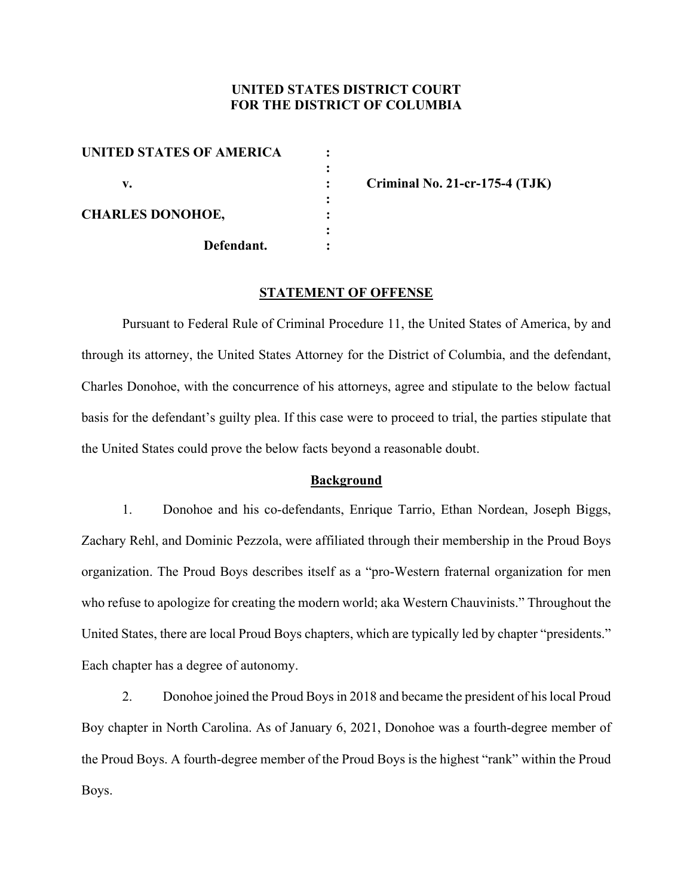**UNITED STATES DISTRICT COURT**
**FOR THE DISTRICT OF COLUMBIA**

| | | |
|---|---|---|
| **UNITED STATES OF AMERICA** | : | |
| | : | |
| **v.** | : | **Criminal No. 21-cr-175-4 (TJK)** |
| | : | |
| **CHARLES DONOHOE,** | : | |
| | : | |
| **Defendant.** | : | |

## STATEMENT OF OFFENSE

Pursuant to Federal Rule of Criminal Procedure 11, the United States of America, by and through its attorney, the United States Attorney for the District of Columbia, and the defendant, Charles Donohoe, with the concurrence of his attorneys, agree and stipulate to the below factual basis for the defendant's guilty plea. If this case were to proceed to trial, the parties stipulate that the United States could prove the below facts beyond a reasonable doubt.

### Background

1. Donohoe and his co-defendants, Enrique Tarrio, Ethan Nordean, Joseph Biggs, Zachary Rehl, and Dominic Pezzola, were affiliated through their membership in the Proud Boys organization. The Proud Boys describes itself as a "pro-Western fraternal organization for men who refuse to apologize for creating the modern world; aka Western Chauvinists." Throughout the United States, there are local Proud Boys chapters, which are typically led by chapter "presidents." Each chapter has a degree of autonomy.

2. Donohoe joined the Proud Boys in 2018 and became the president of his local Proud Boy chapter in North Carolina. As of January 6, 2021, Donohoe was a fourth-degree member of the Proud Boys. A fourth-degree member of the Proud Boys is the highest "rank" within the Proud Boys.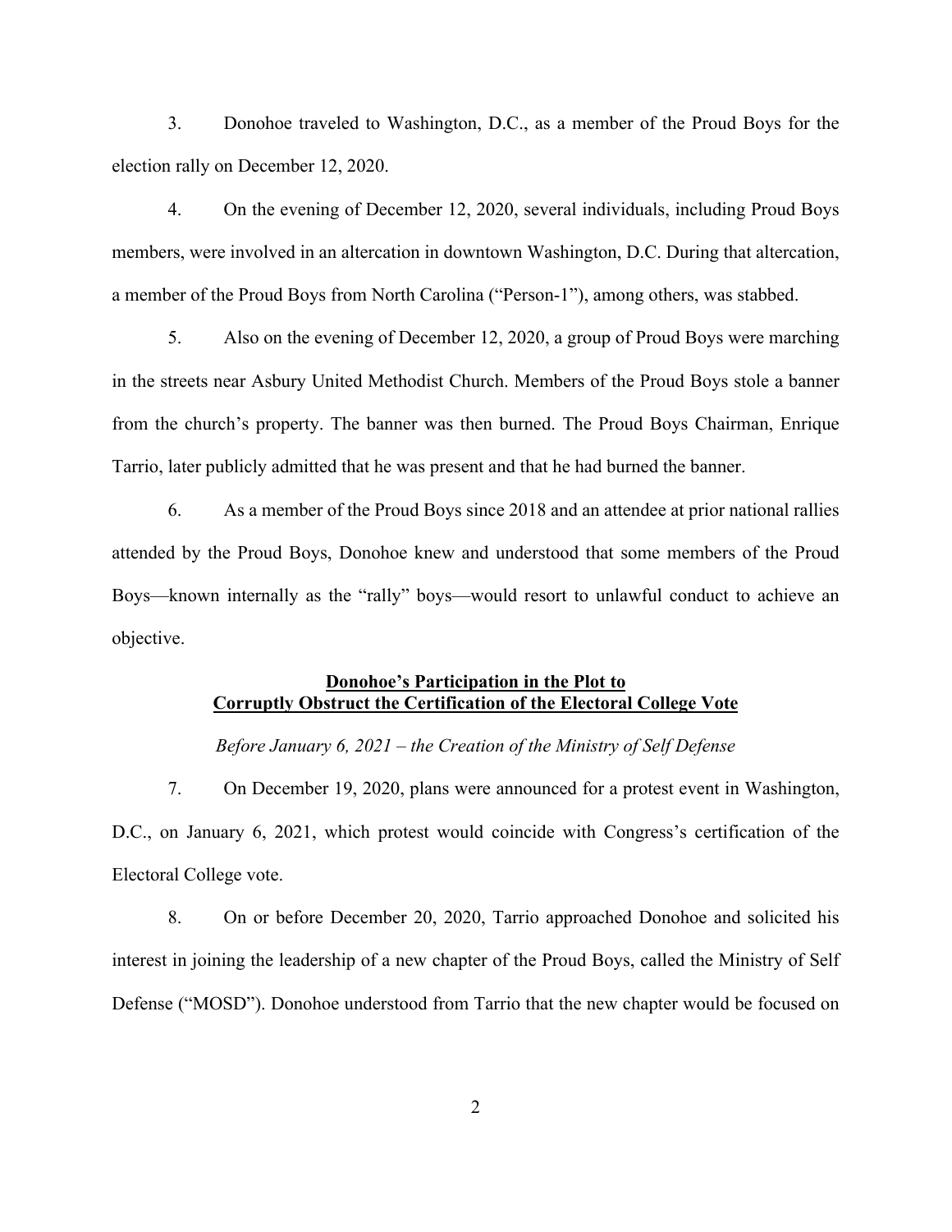3. Donohoe traveled to Washington, D.C., as a member of the Proud Boys for the election rally on December 12, 2020.

4. On the evening of December 12, 2020, several individuals, including Proud Boys members, were involved in an altercation in downtown Washington, D.C. During that altercation, a member of the Proud Boys from North Carolina ("Person-1"), among others, was stabbed.

5. Also on the evening of December 12, 2020, a group of Proud Boys were marching in the streets near Asbury United Methodist Church. Members of the Proud Boys stole a banner from the church's property. The banner was then burned. The Proud Boys Chairman, Enrique Tarrio, later publicly admitted that he was present and that he had burned the banner.

6. As a member of the Proud Boys since 2018 and an attendee at prior national rallies attended by the Proud Boys, Donohoe knew and understood that some members of the Proud Boys—known internally as the "rally" boys—would resort to unlawful conduct to achieve an objective.

## Donohoe's Participation in the Plot to Corruptly Obstruct the Certification of the Electoral College Vote

*Before January 6, 2021 – the Creation of the Ministry of Self Defense*

7. On December 19, 2020, plans were announced for a protest event in Washington, D.C., on January 6, 2021, which protest would coincide with Congress's certification of the Electoral College vote.

8. On or before December 20, 2020, Tarrio approached Donohoe and solicited his interest in joining the leadership of a new chapter of the Proud Boys, called the Ministry of Self Defense ("MOSD"). Donohoe understood from Tarrio that the new chapter would be focused on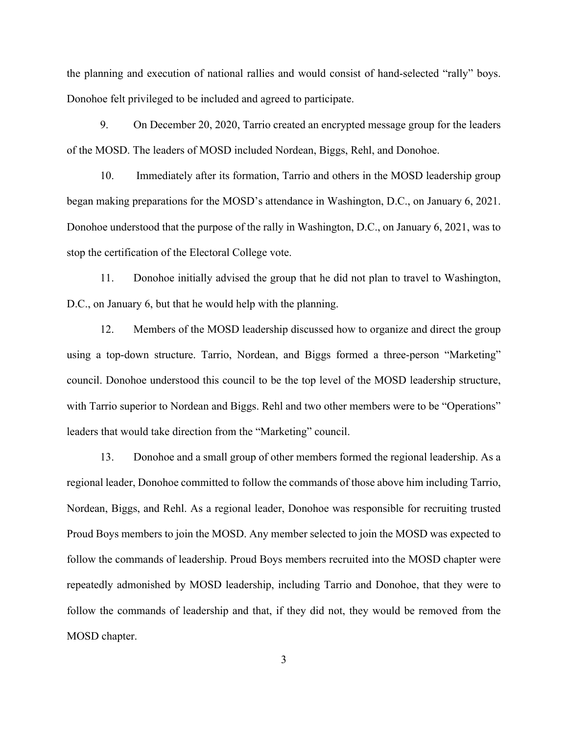the planning and execution of national rallies and would consist of hand-selected "rally" boys. Donohoe felt privileged to be included and agreed to participate.

9. On December 20, 2020, Tarrio created an encrypted message group for the leaders of the MOSD. The leaders of MOSD included Nordean, Biggs, Rehl, and Donohoe.

10. Immediately after its formation, Tarrio and others in the MOSD leadership group began making preparations for the MOSD's attendance in Washington, D.C., on January 6, 2021. Donohoe understood that the purpose of the rally in Washington, D.C., on January 6, 2021, was to stop the certification of the Electoral College vote.

11. Donohoe initially advised the group that he did not plan to travel to Washington, D.C., on January 6, but that he would help with the planning.

12. Members of the MOSD leadership discussed how to organize and direct the group using a top-down structure. Tarrio, Nordean, and Biggs formed a three-person "Marketing" council. Donohoe understood this council to be the top level of the MOSD leadership structure, with Tarrio superior to Nordean and Biggs. Rehl and two other members were to be "Operations" leaders that would take direction from the "Marketing" council.

13. Donohoe and a small group of other members formed the regional leadership. As a regional leader, Donohoe committed to follow the commands of those above him including Tarrio, Nordean, Biggs, and Rehl. As a regional leader, Donohoe was responsible for recruiting trusted Proud Boys members to join the MOSD. Any member selected to join the MOSD was expected to follow the commands of leadership. Proud Boys members recruited into the MOSD chapter were repeatedly admonished by MOSD leadership, including Tarrio and Donohoe, that they were to follow the commands of leadership and that, if they did not, they would be removed from the MOSD chapter.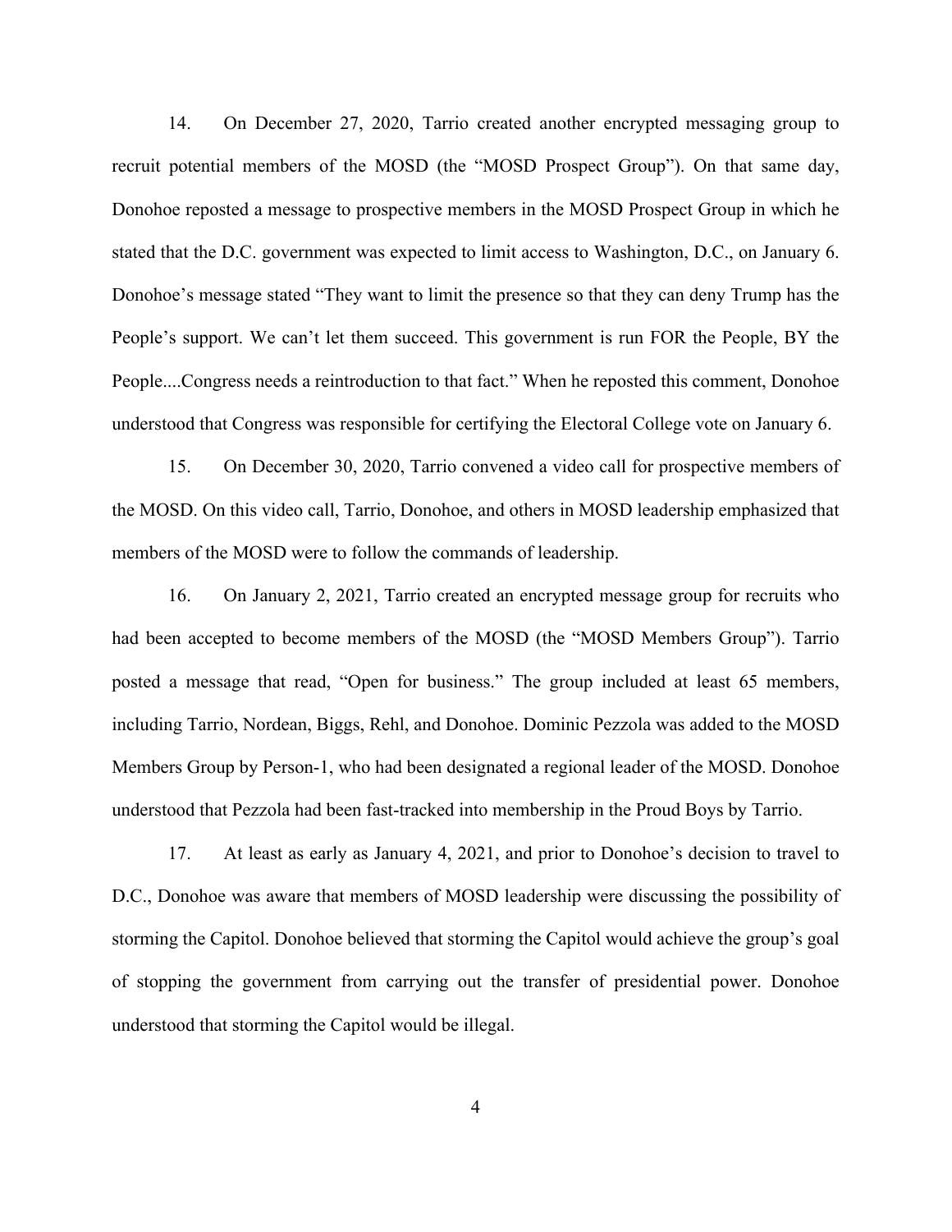14. On December 27, 2020, Tarrio created another encrypted messaging group to recruit potential members of the MOSD (the "MOSD Prospect Group"). On that same day, Donohoe reposted a message to prospective members in the MOSD Prospect Group in which he stated that the D.C. government was expected to limit access to Washington, D.C., on January 6. Donohoe's message stated "They want to limit the presence so that they can deny Trump has the People's support. We can't let them succeed. This government is run FOR the People, BY the People....Congress needs a reintroduction to that fact." When he reposted this comment, Donohoe understood that Congress was responsible for certifying the Electoral College vote on January 6.

15. On December 30, 2020, Tarrio convened a video call for prospective members of the MOSD. On this video call, Tarrio, Donohoe, and others in MOSD leadership emphasized that members of the MOSD were to follow the commands of leadership.

16. On January 2, 2021, Tarrio created an encrypted message group for recruits who had been accepted to become members of the MOSD (the "MOSD Members Group"). Tarrio posted a message that read, "Open for business." The group included at least 65 members, including Tarrio, Nordean, Biggs, Rehl, and Donohoe. Dominic Pezzola was added to the MOSD Members Group by Person-1, who had been designated a regional leader of the MOSD. Donohoe understood that Pezzola had been fast-tracked into membership in the Proud Boys by Tarrio.

17. At least as early as January 4, 2021, and prior to Donohoe's decision to travel to D.C., Donohoe was aware that members of MOSD leadership were discussing the possibility of storming the Capitol. Donohoe believed that storming the Capitol would achieve the group's goal of stopping the government from carrying out the transfer of presidential power. Donohoe understood that storming the Capitol would be illegal.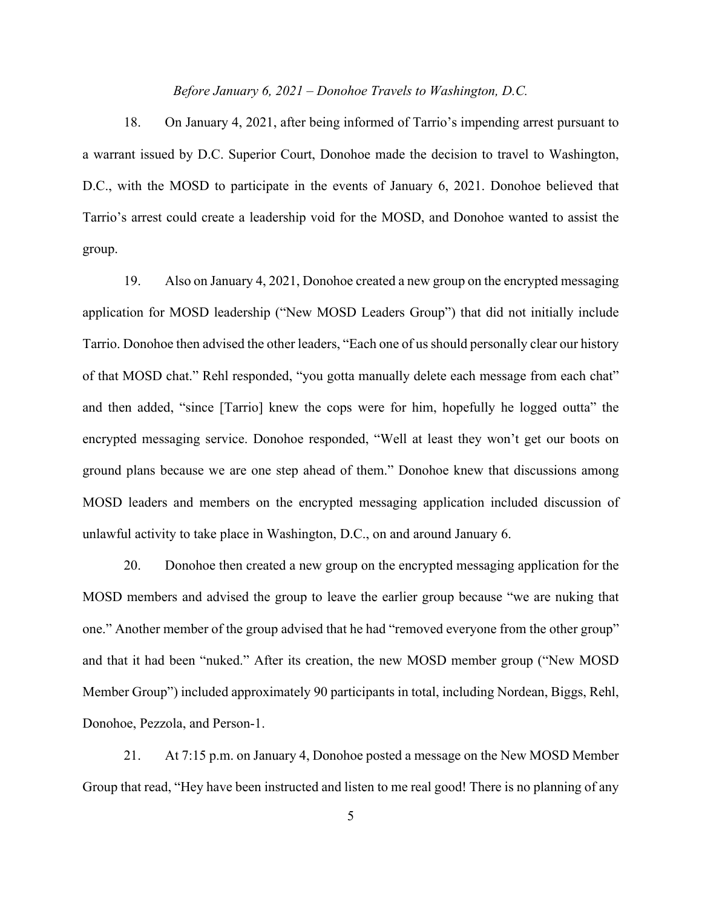*Before January 6, 2021 – Donohoe Travels to Washington, D.C.*

18. On January 4, 2021, after being informed of Tarrio's impending arrest pursuant to a warrant issued by D.C. Superior Court, Donohoe made the decision to travel to Washington, D.C., with the MOSD to participate in the events of January 6, 2021. Donohoe believed that Tarrio's arrest could create a leadership void for the MOSD, and Donohoe wanted to assist the group.

19. Also on January 4, 2021, Donohoe created a new group on the encrypted messaging application for MOSD leadership ("New MOSD Leaders Group") that did not initially include Tarrio. Donohoe then advised the other leaders, "Each one of us should personally clear our history of that MOSD chat." Rehl responded, "you gotta manually delete each message from each chat" and then added, "since [Tarrio] knew the cops were for him, hopefully he logged outta" the encrypted messaging service. Donohoe responded, "Well at least they won't get our boots on ground plans because we are one step ahead of them." Donohoe knew that discussions among MOSD leaders and members on the encrypted messaging application included discussion of unlawful activity to take place in Washington, D.C., on and around January 6.

20. Donohoe then created a new group on the encrypted messaging application for the MOSD members and advised the group to leave the earlier group because "we are nuking that one." Another member of the group advised that he had "removed everyone from the other group" and that it had been "nuked." After its creation, the new MOSD member group ("New MOSD Member Group") included approximately 90 participants in total, including Nordean, Biggs, Rehl, Donohoe, Pezzola, and Person-1.

21. At 7:15 p.m. on January 4, Donohoe posted a message on the New MOSD Member Group that read, "Hey have been instructed and listen to me real good! There is no planning of any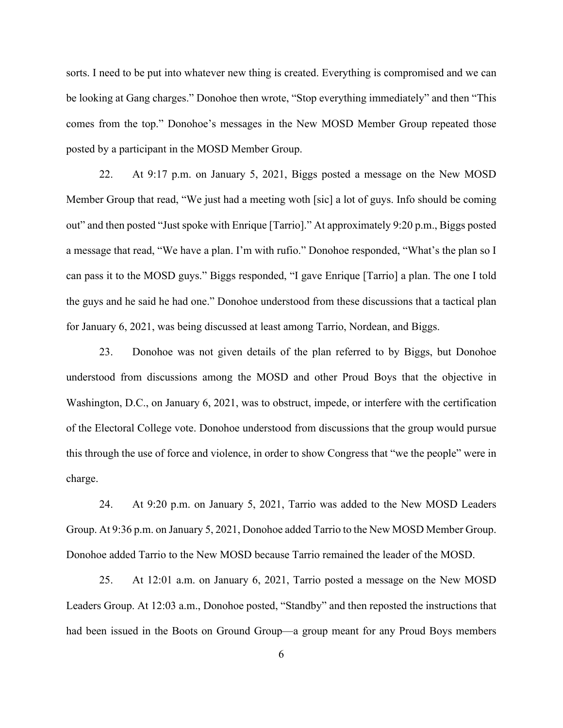sorts. I need to be put into whatever new thing is created. Everything is compromised and we can be looking at Gang charges." Donohoe then wrote, "Stop everything immediately" and then "This comes from the top." Donohoe's messages in the New MOSD Member Group repeated those posted by a participant in the MOSD Member Group.

22. At 9:17 p.m. on January 5, 2021, Biggs posted a message on the New MOSD Member Group that read, "We just had a meeting woth [sic] a lot of guys. Info should be coming out" and then posted "Just spoke with Enrique [Tarrio]." At approximately 9:20 p.m., Biggs posted a message that read, "We have a plan. I'm with rufio." Donohoe responded, "What's the plan so I can pass it to the MOSD guys." Biggs responded, "I gave Enrique [Tarrio] a plan. The one I told the guys and he said he had one." Donohoe understood from these discussions that a tactical plan for January 6, 2021, was being discussed at least among Tarrio, Nordean, and Biggs.

23. Donohoe was not given details of the plan referred to by Biggs, but Donohoe understood from discussions among the MOSD and other Proud Boys that the objective in Washington, D.C., on January 6, 2021, was to obstruct, impede, or interfere with the certification of the Electoral College vote. Donohoe understood from discussions that the group would pursue this through the use of force and violence, in order to show Congress that "we the people" were in charge.

24. At 9:20 p.m. on January 5, 2021, Tarrio was added to the New MOSD Leaders Group. At 9:36 p.m. on January 5, 2021, Donohoe added Tarrio to the New MOSD Member Group. Donohoe added Tarrio to the New MOSD because Tarrio remained the leader of the MOSD.

25. At 12:01 a.m. on January 6, 2021, Tarrio posted a message on the New MOSD Leaders Group. At 12:03 a.m., Donohoe posted, "Standby" and then reposted the instructions that had been issued in the Boots on Ground Group—a group meant for any Proud Boys members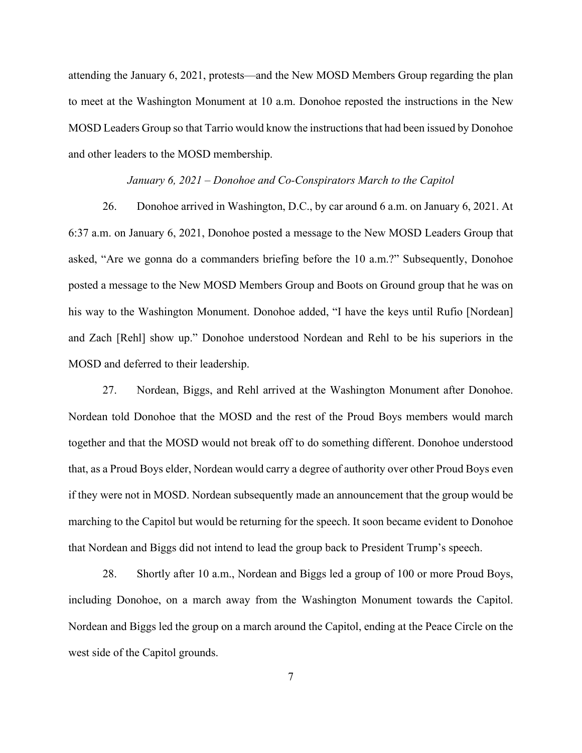attending the January 6, 2021, protests—and the New MOSD Members Group regarding the plan to meet at the Washington Monument at 10 a.m. Donohoe reposted the instructions in the New MOSD Leaders Group so that Tarrio would know the instructions that had been issued by Donohoe and other leaders to the MOSD membership.

*January 6, 2021 – Donohoe and Co-Conspirators March to the Capitol*

26. Donohoe arrived in Washington, D.C., by car around 6 a.m. on January 6, 2021. At 6:37 a.m. on January 6, 2021, Donohoe posted a message to the New MOSD Leaders Group that asked, "Are we gonna do a commanders briefing before the 10 a.m.?" Subsequently, Donohoe posted a message to the New MOSD Members Group and Boots on Ground group that he was on his way to the Washington Monument. Donohoe added, "I have the keys until Rufio [Nordean] and Zach [Rehl] show up." Donohoe understood Nordean and Rehl to be his superiors in the MOSD and deferred to their leadership.

27. Nordean, Biggs, and Rehl arrived at the Washington Monument after Donohoe. Nordean told Donohoe that the MOSD and the rest of the Proud Boys members would march together and that the MOSD would not break off to do something different. Donohoe understood that, as a Proud Boys elder, Nordean would carry a degree of authority over other Proud Boys even if they were not in MOSD. Nordean subsequently made an announcement that the group would be marching to the Capitol but would be returning for the speech. It soon became evident to Donohoe that Nordean and Biggs did not intend to lead the group back to President Trump's speech.

28. Shortly after 10 a.m., Nordean and Biggs led a group of 100 or more Proud Boys, including Donohoe, on a march away from the Washington Monument towards the Capitol. Nordean and Biggs led the group on a march around the Capitol, ending at the Peace Circle on the west side of the Capitol grounds.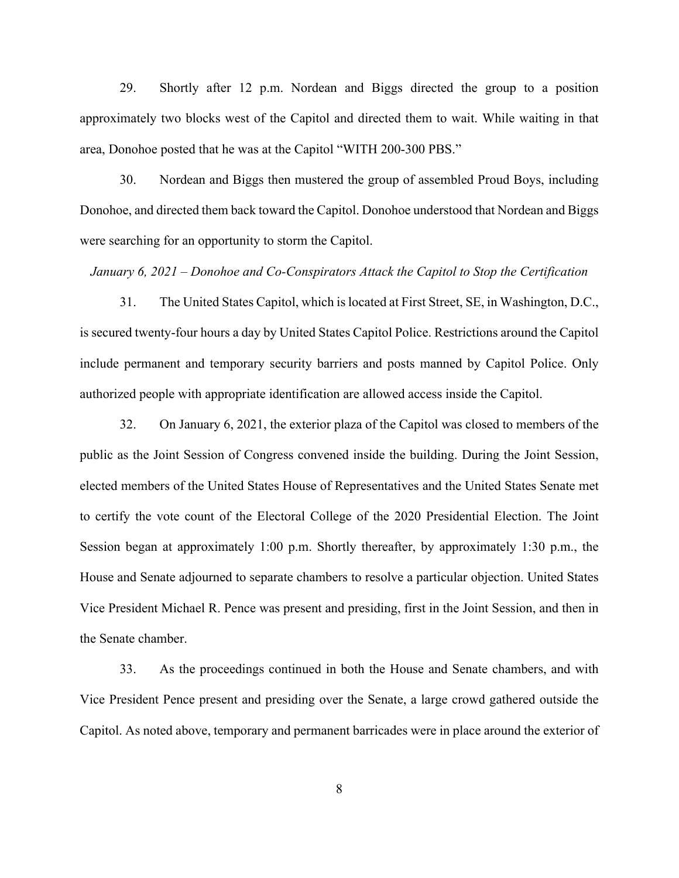29. Shortly after 12 p.m. Nordean and Biggs directed the group to a position approximately two blocks west of the Capitol and directed them to wait. While waiting in that area, Donohoe posted that he was at the Capitol "WITH 200-300 PBS."

30. Nordean and Biggs then mustered the group of assembled Proud Boys, including Donohoe, and directed them back toward the Capitol. Donohoe understood that Nordean and Biggs were searching for an opportunity to storm the Capitol.

*January 6, 2021 – Donohoe and Co-Conspirators Attack the Capitol to Stop the Certification*

31. The United States Capitol, which is located at First Street, SE, in Washington, D.C., is secured twenty-four hours a day by United States Capitol Police. Restrictions around the Capitol include permanent and temporary security barriers and posts manned by Capitol Police. Only authorized people with appropriate identification are allowed access inside the Capitol.

32. On January 6, 2021, the exterior plaza of the Capitol was closed to members of the public as the Joint Session of Congress convened inside the building. During the Joint Session, elected members of the United States House of Representatives and the United States Senate met to certify the vote count of the Electoral College of the 2020 Presidential Election. The Joint Session began at approximately 1:00 p.m. Shortly thereafter, by approximately 1:30 p.m., the House and Senate adjourned to separate chambers to resolve a particular objection. United States Vice President Michael R. Pence was present and presiding, first in the Joint Session, and then in the Senate chamber.

33. As the proceedings continued in both the House and Senate chambers, and with Vice President Pence present and presiding over the Senate, a large crowd gathered outside the Capitol. As noted above, temporary and permanent barricades were in place around the exterior of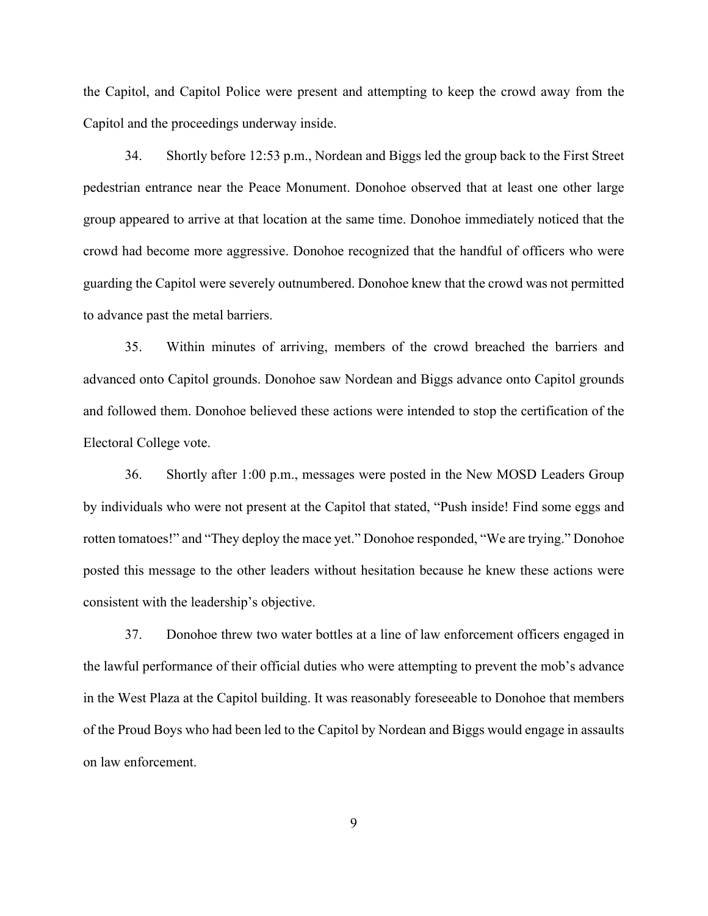the Capitol, and Capitol Police were present and attempting to keep the crowd away from the Capitol and the proceedings underway inside.

34. Shortly before 12:53 p.m., Nordean and Biggs led the group back to the First Street pedestrian entrance near the Peace Monument. Donohoe observed that at least one other large group appeared to arrive at that location at the same time. Donohoe immediately noticed that the crowd had become more aggressive. Donohoe recognized that the handful of officers who were guarding the Capitol were severely outnumbered. Donohoe knew that the crowd was not permitted to advance past the metal barriers.

35. Within minutes of arriving, members of the crowd breached the barriers and advanced onto Capitol grounds. Donohoe saw Nordean and Biggs advance onto Capitol grounds and followed them. Donohoe believed these actions were intended to stop the certification of the Electoral College vote.

36. Shortly after 1:00 p.m., messages were posted in the New MOSD Leaders Group by individuals who were not present at the Capitol that stated, "Push inside! Find some eggs and rotten tomatoes!" and "They deploy the mace yet." Donohoe responded, "We are trying." Donohoe posted this message to the other leaders without hesitation because he knew these actions were consistent with the leadership's objective.

37. Donohoe threw two water bottles at a line of law enforcement officers engaged in the lawful performance of their official duties who were attempting to prevent the mob's advance in the West Plaza at the Capitol building. It was reasonably foreseeable to Donohoe that members of the Proud Boys who had been led to the Capitol by Nordean and Biggs would engage in assaults on law enforcement.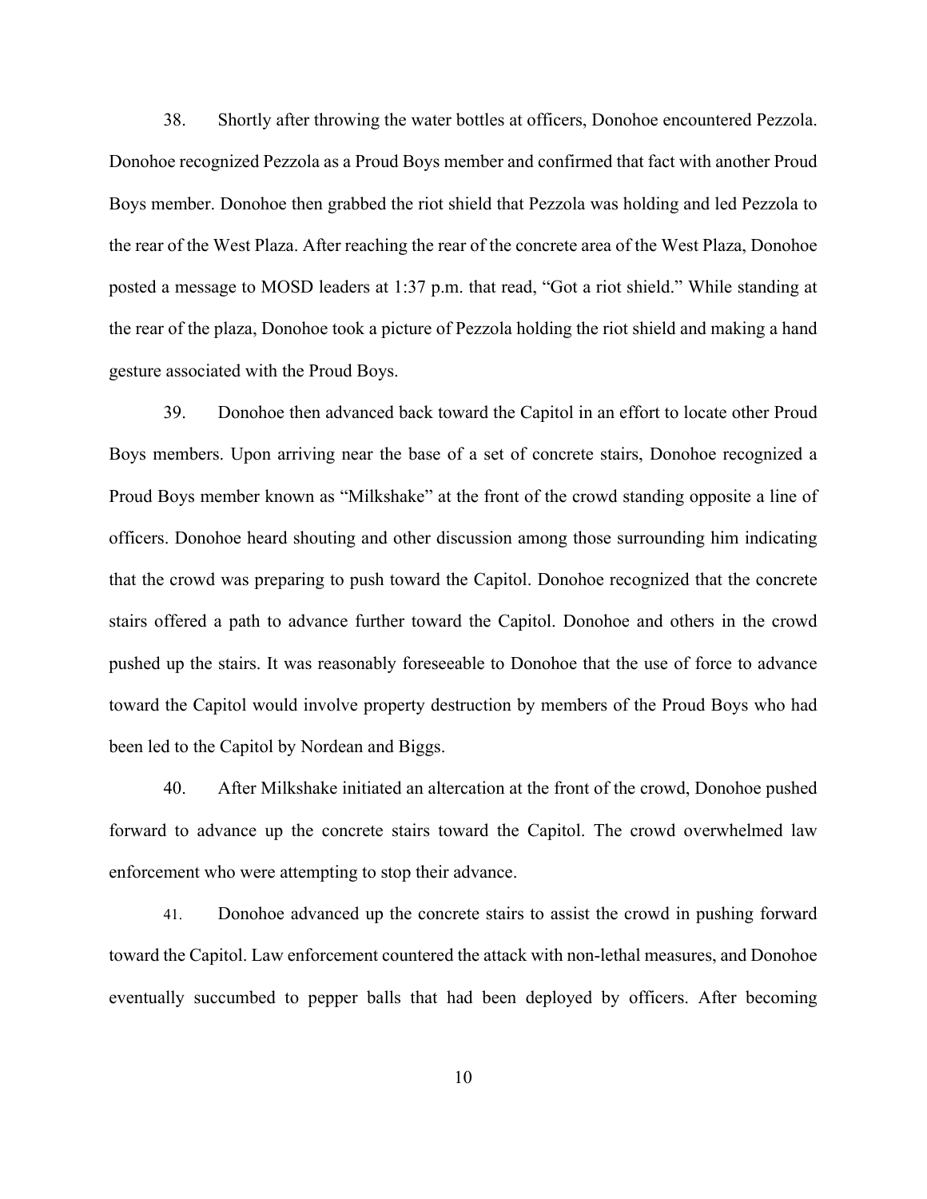38. Shortly after throwing the water bottles at officers, Donohoe encountered Pezzola. Donohoe recognized Pezzola as a Proud Boys member and confirmed that fact with another Proud Boys member. Donohoe then grabbed the riot shield that Pezzola was holding and led Pezzola to the rear of the West Plaza. After reaching the rear of the concrete area of the West Plaza, Donohoe posted a message to MOSD leaders at 1:37 p.m. that read, "Got a riot shield." While standing at the rear of the plaza, Donohoe took a picture of Pezzola holding the riot shield and making a hand gesture associated with the Proud Boys.

39. Donohoe then advanced back toward the Capitol in an effort to locate other Proud Boys members. Upon arriving near the base of a set of concrete stairs, Donohoe recognized a Proud Boys member known as "Milkshake" at the front of the crowd standing opposite a line of officers. Donohoe heard shouting and other discussion among those surrounding him indicating that the crowd was preparing to push toward the Capitol. Donohoe recognized that the concrete stairs offered a path to advance further toward the Capitol. Donohoe and others in the crowd pushed up the stairs. It was reasonably foreseeable to Donohoe that the use of force to advance toward the Capitol would involve property destruction by members of the Proud Boys who had been led to the Capitol by Nordean and Biggs.

40. After Milkshake initiated an altercation at the front of the crowd, Donohoe pushed forward to advance up the concrete stairs toward the Capitol. The crowd overwhelmed law enforcement who were attempting to stop their advance.

41. Donohoe advanced up the concrete stairs to assist the crowd in pushing forward toward the Capitol. Law enforcement countered the attack with non-lethal measures, and Donohoe eventually succumbed to pepper balls that had been deployed by officers. After becoming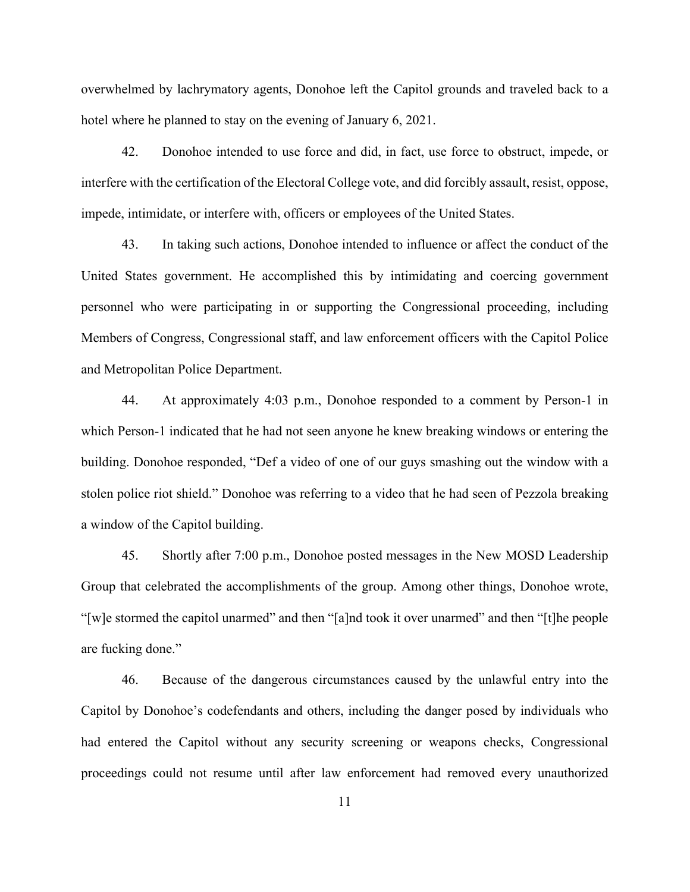overwhelmed by lachrymatory agents, Donohoe left the Capitol grounds and traveled back to a hotel where he planned to stay on the evening of January 6, 2021.

42. Donohoe intended to use force and did, in fact, use force to obstruct, impede, or interfere with the certification of the Electoral College vote, and did forcibly assault, resist, oppose, impede, intimidate, or interfere with, officers or employees of the United States.

43. In taking such actions, Donohoe intended to influence or affect the conduct of the United States government. He accomplished this by intimidating and coercing government personnel who were participating in or supporting the Congressional proceeding, including Members of Congress, Congressional staff, and law enforcement officers with the Capitol Police and Metropolitan Police Department.

44. At approximately 4:03 p.m., Donohoe responded to a comment by Person-1 in which Person-1 indicated that he had not seen anyone he knew breaking windows or entering the building. Donohoe responded, "Def a video of one of our guys smashing out the window with a stolen police riot shield." Donohoe was referring to a video that he had seen of Pezzola breaking a window of the Capitol building.

45. Shortly after 7:00 p.m., Donohoe posted messages in the New MOSD Leadership Group that celebrated the accomplishments of the group. Among other things, Donohoe wrote, "[w]e stormed the capitol unarmed" and then "[a]nd took it over unarmed" and then "[t]he people are fucking done."

46. Because of the dangerous circumstances caused by the unlawful entry into the Capitol by Donohoe's codefendants and others, including the danger posed by individuals who had entered the Capitol without any security screening or weapons checks, Congressional proceedings could not resume until after law enforcement had removed every unauthorized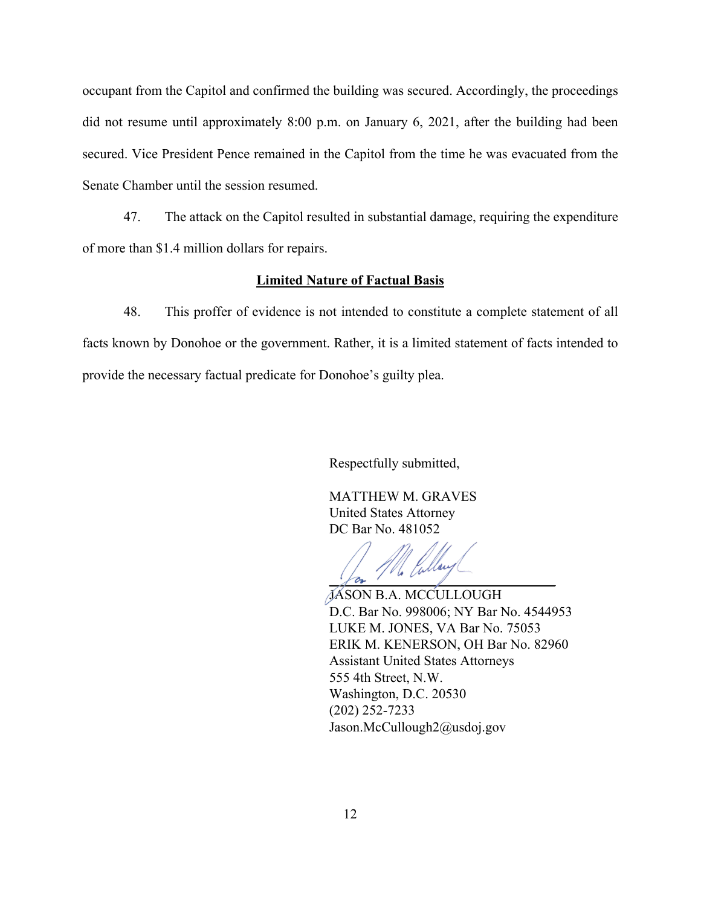occupant from the Capitol and confirmed the building was secured. Accordingly, the proceedings did not resume until approximately 8:00 p.m. on January 6, 2021, after the building had been secured. Vice President Pence remained in the Capitol from the time he was evacuated from the Senate Chamber until the session resumed.

47. The attack on the Capitol resulted in substantial damage, requiring the expenditure of more than $1.4 million dollars for repairs.

**Limited Nature of Factual Basis**

48. This proffer of evidence is not intended to constitute a complete statement of all facts known by Donohoe or the government. Rather, it is a limited statement of facts intended to provide the necessary factual predicate for Donohoe's guilty plea.

Respectfully submitted,

MATTHEW M. GRAVES
United States Attorney
DC Bar No. 481052

JASON B.A. MCCULLOUGH
D.C. Bar No. 998006; NY Bar No. 4544953
LUKE M. JONES, VA Bar No. 75053
ERIK M. KENERSON, OH Bar No. 82960
Assistant United States Attorneys
555 4th Street, N.W.
Washington, D.C. 20530
(202) 252-7233
Jason.McCullough2@usdoj.gov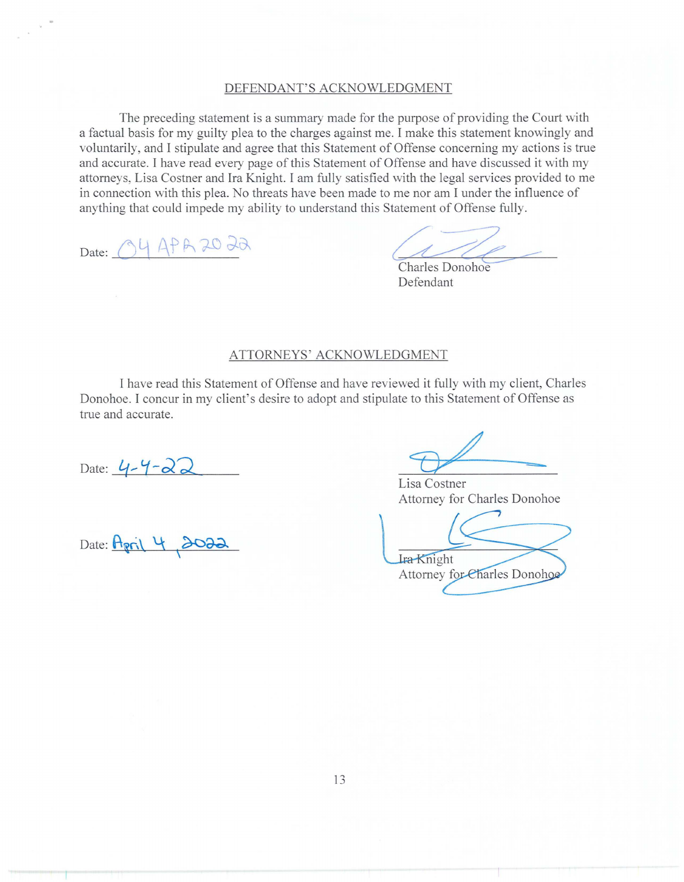## DEFENDANT'S ACKNOWLEDGMENT

The preceding statement is a summary made for the purpose of providing the Court with a factual basis for my guilty plea to the charges against me. I make this statement knowingly and voluntarily, and I stipulate and agree that this Statement of Offense concerning my actions is true and accurate. I have read every page of this Statement of Offense and have discussed it with my attorneys, Lisa Costner and Ira Knight. I am fully satisfied with the legal services provided to me in connection with this plea. No threats have been made to me nor am I under the influence of anything that could impede my ability to understand this Statement of Offense fully.

Date: 04 APR 2022

Charles Donohoe
Defendant

## ATTORNEYS' ACKNOWLEDGMENT

I have read this Statement of Offense and have reviewed it fully with my client, Charles Donohoe. I concur in my client's desire to adopt and stipulate to this Statement of Offense as true and accurate.

Date: 4-4-22

Lisa Costner
Attorney for Charles Donohoe

Date: April 4, 2022

Ira Knight
Attorney for Charles Donohoe